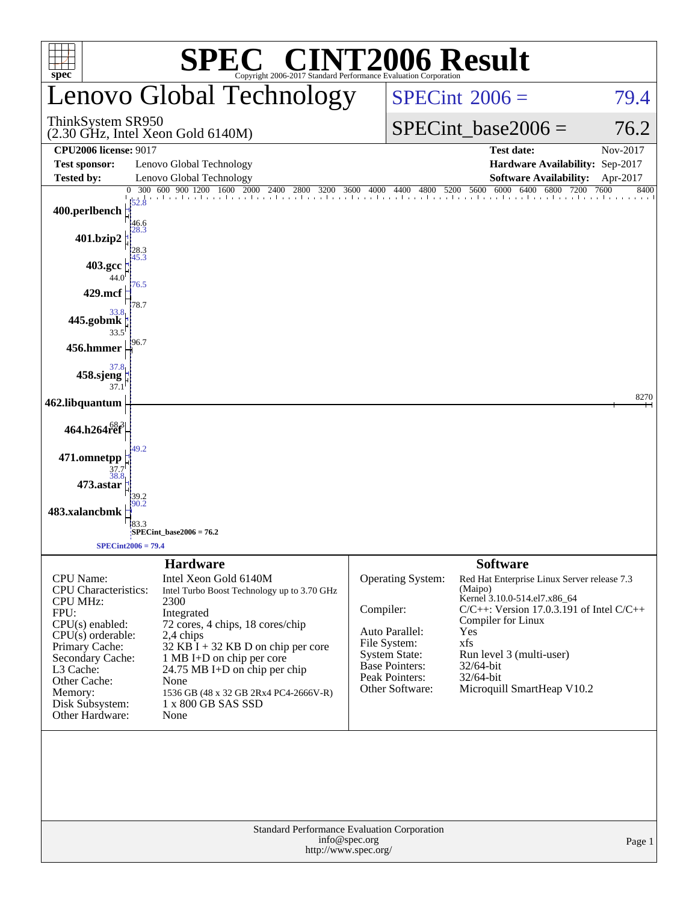# SPEC® CINT2006 Result

Copyright 2006-2017 Standard Performance Evaluation Corporation

## Lenovo Global Technology

ThinkSystem SR950
(2.30 GHz, Intel Xeon Gold 6140M)

SPECint 2006 = 79.4

SPECint_base2006 = 76.2

| | | | |
|---|---|---|---|
| **CPU2006 license:** 9017 | | **Test date:** | Nov-2017 |
| **Test sponsor:** | Lenovo Global Technology | **Hardware Availability:** | Sep-2017 |
| **Tested by:** | Lenovo Global Technology | **Software Availability:** | Apr-2017 |

| Benchmark | Peak | Base |
|---|---|---|
| 400.perlbench | 52.8 | 46.6 |
| 401.bzip2 | 28.3 | 28.3 |
| 403.gcc | 45.3 | 44.0 |
| 429.mcf | 76.5 | 78.7 |
| 445.gobmk | 33.8 | 33.5 |
| 456.hmmer | | 96.7 |
| 458.sjeng | 37.8 | 37.1 |
| 462.libquantum | | 8270 |
| 464.h264ref | | 68.3 |
| 471.omnetpp | 49.2 | 37.7 |
| 473.astar | 38.8 | 39.2 |
| 483.xalancbmk | 90.2 | 83.3 |

SPECint_base2006 = 76.2

SPECint2006 = 79.4

### Hardware

| | |
|---|---|
| CPU Name: | Intel Xeon Gold 6140M |
| CPU Characteristics: | Intel Turbo Boost Technology up to 3.70 GHz |
| CPU MHz: | 2300 |
| FPU: | Integrated |
| CPU(s) enabled: | 72 cores, 4 chips, 18 cores/chip |
| CPU(s) orderable: | 2,4 chips |
| Primary Cache: | 32 KB I + 32 KB D on chip per core |
| Secondary Cache: | 1 MB I+D on chip per core |
| L3 Cache: | 24.75 MB I+D on chip per chip |
| Other Cache: | None |
| Memory: | 1536 GB (48 x 32 GB 2Rx4 PC4-2666V-R) |
| Disk Subsystem: | 1 x 800 GB SAS SSD |
| Other Hardware: | None |

### Software

| | |
|---|---|
| Operating System: | Red Hat Enterprise Linux Server release 7.3 (Maipo) Kernel 3.10.0-514.el7.x86_64 |
| Compiler: | C/C++: Version 17.0.3.191 of Intel C/C++ Compiler for Linux |
| Auto Parallel: | Yes |
| File System: | xfs |
| System State: | Run level 3 (multi-user) |
| Base Pointers: | 32/64-bit |
| Peak Pointers: | 32/64-bit |
| Other Software: | Microquill SmartHeap V10.2 |

Standard Performance Evaluation Corporation
info@spec.org
http://www.spec.org/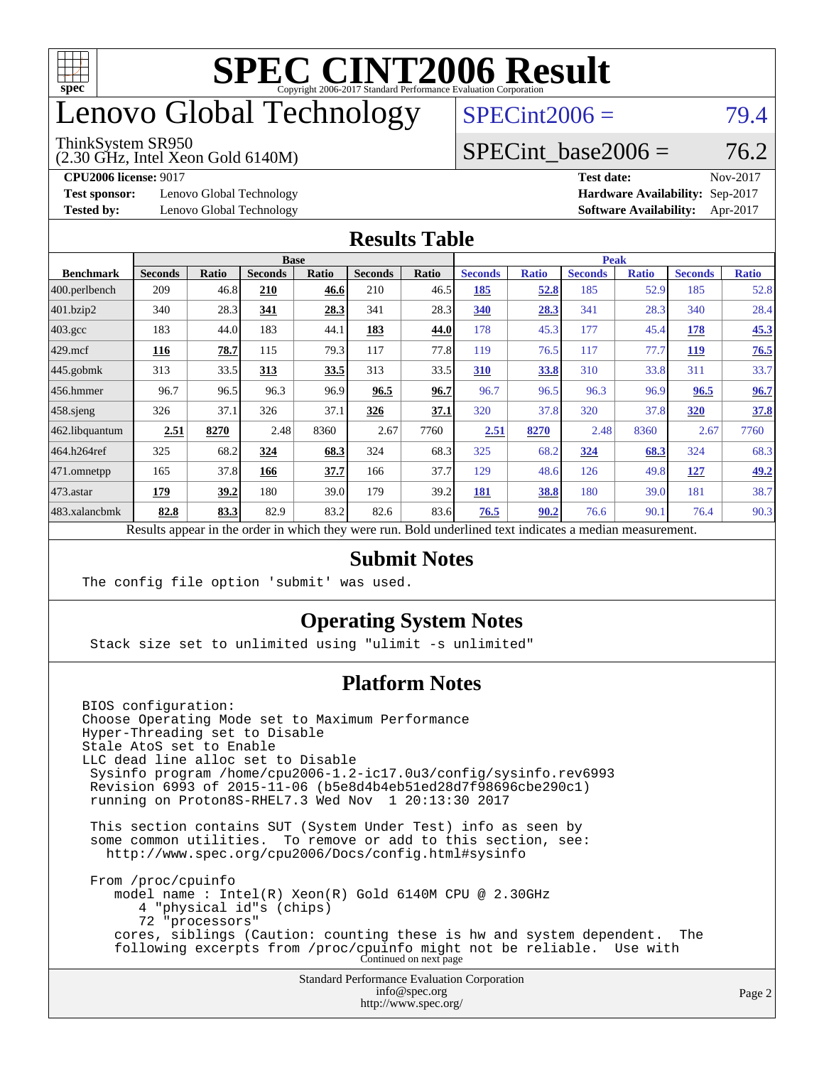# SPEC CINT2006 Result

Copyright 2006-2017 Standard Performance Evaluation Corporation

# Lenovo Global Technology

ThinkSystem SR950
(2.30 GHz, Intel Xeon Gold 6140M)

SPECint2006 = 79.4

SPECint_base2006 = 76.2

**CPU2006 license:** 9017
**Test sponsor:** Lenovo Global Technology
**Tested by:** Lenovo Global Technology

**Test date:** Nov-2017
**Hardware Availability:** Sep-2017
**Software Availability:** Apr-2017

## Results Table

| Benchmark | Base | | | | | | Peak | | | | | |
|---|---|---|---|---|---|---|---|---|---|---|---|---|
| | Seconds | Ratio | Seconds | Ratio | Seconds | Ratio | Seconds | Ratio | Seconds | Ratio | Seconds | Ratio |
| 400.perlbench | 209 | 46.8 | **210** | **46.6** | 210 | 46.5 | **185** | **52.8** | 185 | 52.9 | 185 | 52.8 |
| 401.bzip2 | 340 | 28.3 | **341** | **28.3** | 341 | 28.3 | **340** | **28.3** | 341 | 28.3 | 340 | 28.4 |
| 403.gcc | 183 | 44.0 | 183 | 44.1 | **183** | **44.0** | 178 | 45.3 | 177 | 45.4 | **178** | **45.3** |
| 429.mcf | **116** | **78.7** | 115 | 79.3 | 117 | 77.8 | 119 | 76.5 | 117 | 77.7 | **119** | **76.5** |
| 445.gobmk | 313 | 33.5 | **313** | **33.5** | 313 | 33.5 | **310** | **33.8** | 310 | 33.8 | 311 | 33.7 |
| 456.hmmer | 96.7 | 96.5 | 96.3 | 96.9 | **96.5** | **96.7** | 96.7 | 96.5 | 96.3 | 96.9 | **96.5** | **96.7** |
| 458.sjeng | 326 | 37.1 | 326 | 37.1 | **326** | **37.1** | 320 | 37.8 | 320 | 37.8 | **320** | **37.8** |
| 462.libquantum | **2.51** | **8270** | 2.48 | 8360 | 2.67 | 7760 | **2.51** | **8270** | 2.48 | 8360 | 2.67 | 7760 |
| 464.h264ref | 325 | 68.2 | **324** | **68.3** | 324 | 68.3 | 325 | 68.2 | **324** | **68.3** | 324 | 68.3 |
| 471.omnetpp | 165 | 37.8 | **166** | **37.7** | 166 | 37.7 | 129 | 48.6 | 126 | 49.8 | **127** | **49.2** |
| 473.astar | **179** | **39.2** | 180 | 39.0 | 179 | 39.2 | **181** | **38.8** | 180 | 39.0 | 181 | 38.7 |
| 483.xalancbmk | **82.8** | **83.3** | 82.9 | 83.2 | 82.6 | 83.6 | **76.5** | **90.2** | 76.6 | 90.1 | 76.4 | 90.3 |

Results appear in the order in which they were run. Bold underlined text indicates a median measurement.

## Submit Notes

```
The config file option 'submit' was used.
```

## Operating System Notes

```
Stack size set to unlimited using "ulimit -s unlimited"
```

## Platform Notes

```
BIOS configuration:
Choose Operating Mode set to Maximum Performance
Hyper-Threading set to Disable
Stale AtoS set to Enable
LLC dead line alloc set to Disable
 Sysinfo program /home/cpu2006-1.2-ic17.0u3/config/sysinfo.rev6993
 Revision 6993 of 2015-11-06 (b5e8d4b4eb51ed28d7f98696cbe290c1)
 running on Proton8S-RHEL7.3 Wed Nov  1 20:13:30 2017

 This section contains SUT (System Under Test) info as seen by
 some common utilities.  To remove or add to this section, see:
   http://www.spec.org/cpu2006/Docs/config.html#sysinfo

 From /proc/cpuinfo
    model name : Intel(R) Xeon(R) Gold 6140M CPU @ 2.30GHz
       4 "physical id"s (chips)
       72 "processors"
    cores, siblings (Caution: counting these is hw and system dependent.  The
    following excerpts from /proc/cpuinfo might not be reliable.  Use with
```

Continued on next page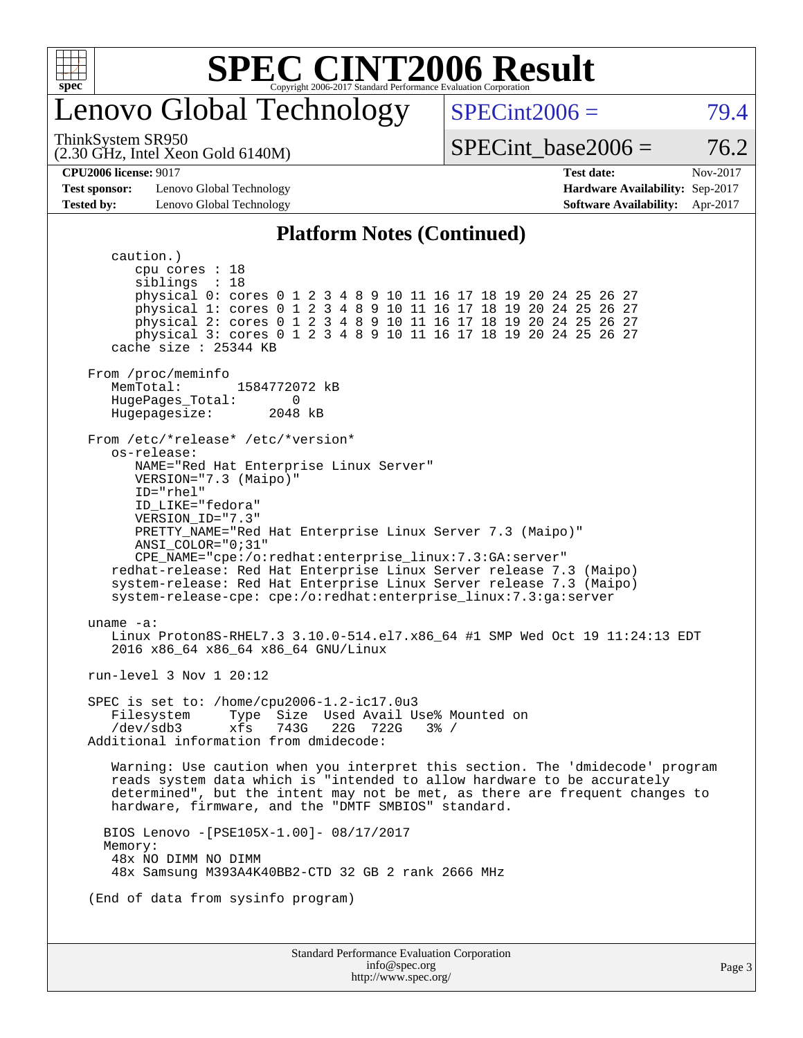# SPEC CINT2006 Result

Copyright 2006-2017 Standard Performance Evaluation Corporation

## Lenovo Global Technology

ThinkSystem SR950
(2.30 GHz, Intel Xeon Gold 6140M)

SPECint2006 = 79.4

SPECint_base2006 = 76.2

| | | | |
|---|---|---|---|
| **CPU2006 license:** 9017 | | **Test date:** | Nov-2017 |
| **Test sponsor:** | Lenovo Global Technology | **Hardware Availability:** | Sep-2017 |
| **Tested by:** | Lenovo Global Technology | **Software Availability:** | Apr-2017 |

### Platform Notes (Continued)

```
   caution.)
      cpu cores : 18
      siblings  : 18
      physical 0: cores 0 1 2 3 4 8 9 10 11 16 17 18 19 20 24 25 26 27
      physical 1: cores 0 1 2 3 4 8 9 10 11 16 17 18 19 20 24 25 26 27
      physical 2: cores 0 1 2 3 4 8 9 10 11 16 17 18 19 20 24 25 26 27
      physical 3: cores 0 1 2 3 4 8 9 10 11 16 17 18 19 20 24 25 26 27
   cache size : 25344 KB

From /proc/meminfo
   MemTotal:       1584772072 kB
   HugePages_Total:       0
   Hugepagesize:       2048 kB

From /etc/*release* /etc/*version*
   os-release:
      NAME="Red Hat Enterprise Linux Server"
      VERSION="7.3 (Maipo)"
      ID="rhel"
      ID_LIKE="fedora"
      VERSION_ID="7.3"
      PRETTY_NAME="Red Hat Enterprise Linux Server 7.3 (Maipo)"
      ANSI_COLOR="0;31"
      CPE_NAME="cpe:/o:redhat:enterprise_linux:7.3:GA:server"
   redhat-release: Red Hat Enterprise Linux Server release 7.3 (Maipo)
   system-release: Red Hat Enterprise Linux Server release 7.3 (Maipo)
   system-release-cpe: cpe:/o:redhat:enterprise_linux:7.3:ga:server

uname -a:
   Linux Proton8S-RHEL7.3 3.10.0-514.el7.x86_64 #1 SMP Wed Oct 19 11:24:13 EDT
   2016 x86_64 x86_64 x86_64 GNU/Linux

run-level 3 Nov 1 20:12

SPEC is set to: /home/cpu2006-1.2-ic17.0u3
   Filesystem     Type  Size  Used Avail Use% Mounted on
   /dev/sdb3      xfs   743G   22G  722G   3% /
Additional information from dmidecode:

   Warning: Use caution when you interpret this section. The 'dmidecode' program
   reads system data which is "intended to allow hardware to be accurately
   determined", but the intent may not be met, as there are frequent changes to
   hardware, firmware, and the "DMTF SMBIOS" standard.

  BIOS Lenovo -[PSE105X-1.00]- 08/17/2017
  Memory:
   48x NO DIMM NO DIMM
   48x Samsung M393A4K40BB2-CTD 32 GB 2 rank 2666 MHz

(End of data from sysinfo program)
```

Standard Performance Evaluation Corporation
info@spec.org
http://www.spec.org/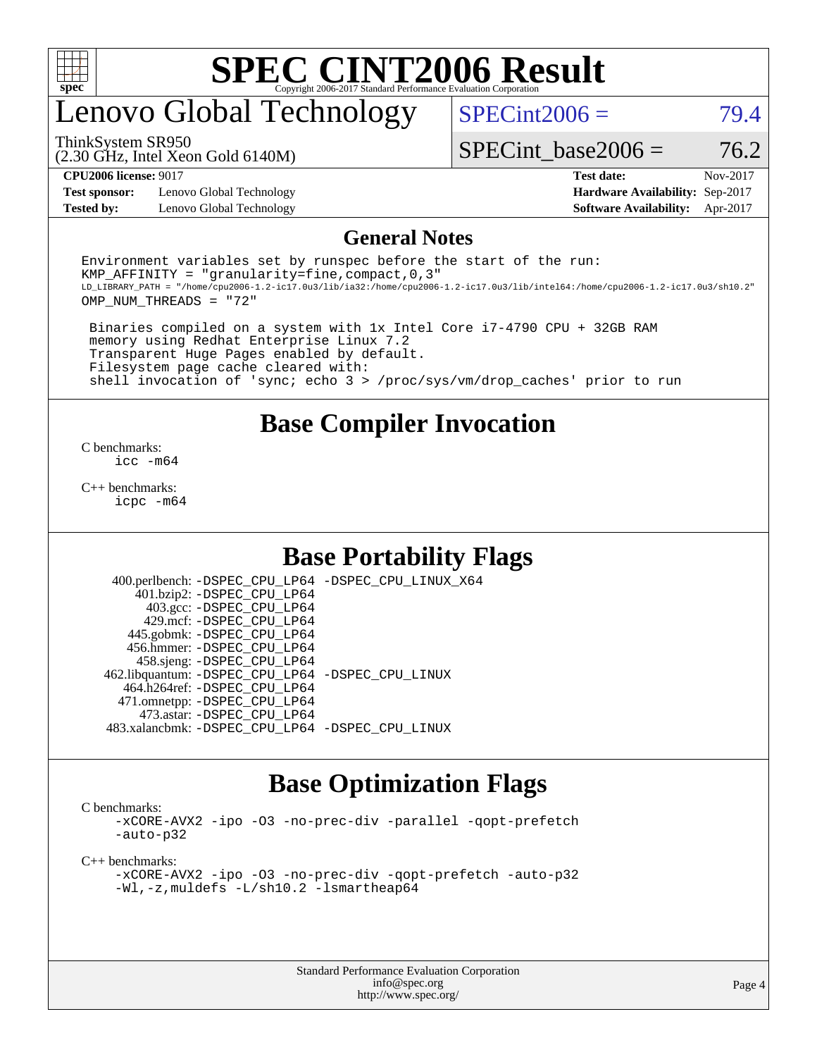# SPEC CINT2006 Result

Copyright 2006-2017 Standard Performance Evaluation Corporation

# Lenovo Global Technology

ThinkSystem SR950
(2.30 GHz, Intel Xeon Gold 6140M)

SPECint2006 = 79.4

SPECint_base2006 = 76.2

**CPU2006 license:** 9017
**Test sponsor:** Lenovo Global Technology
**Tested by:** Lenovo Global Technology

**Test date:** Nov-2017
**Hardware Availability:** Sep-2017
**Software Availability:** Apr-2017

## General Notes

```
Environment variables set by runspec before the start of the run:
KMP_AFFINITY = "granularity=fine,compact,0,3"
LD_LIBRARY_PATH = "/home/cpu2006-1.2-ic17.0u3/lib/ia32:/home/cpu2006-1.2-ic17.0u3/lib/intel64:/home/cpu2006-1.2-ic17.0u3/sh10.2"
OMP_NUM_THREADS = "72"

 Binaries compiled on a system with 1x Intel Core i7-4790 CPU + 32GB RAM
 memory using Redhat Enterprise Linux 7.2
 Transparent Huge Pages enabled by default.
 Filesystem page cache cleared with:
 shell invocation of 'sync; echo 3 > /proc/sys/vm/drop_caches' prior to run
```

## Base Compiler Invocation

C benchmarks:
```
icc -m64
```

C++ benchmarks:
```
icpc -m64
```

## Base Portability Flags

400.perlbench: -DSPEC_CPU_LP64 -DSPEC_CPU_LINUX_X64
401.bzip2: -DSPEC_CPU_LP64
403.gcc: -DSPEC_CPU_LP64
429.mcf: -DSPEC_CPU_LP64
445.gobmk: -DSPEC_CPU_LP64
456.hmmer: -DSPEC_CPU_LP64
458.sjeng: -DSPEC_CPU_LP64
462.libquantum: -DSPEC_CPU_LP64 -DSPEC_CPU_LINUX
464.h264ref: -DSPEC_CPU_LP64
471.omnetpp: -DSPEC_CPU_LP64
473.astar: -DSPEC_CPU_LP64
483.xalancbmk: -DSPEC_CPU_LP64 -DSPEC_CPU_LINUX

## Base Optimization Flags

C benchmarks:
```
-xCORE-AVX2 -ipo -O3 -no-prec-div -parallel -qopt-prefetch
-auto-p32
```

C++ benchmarks:
```
-xCORE-AVX2 -ipo -O3 -no-prec-div -qopt-prefetch -auto-p32
-Wl,-z,muldefs -L/sh10.2 -lsmartheap64
```

Standard Performance Evaluation Corporation
info@spec.org
http://www.spec.org/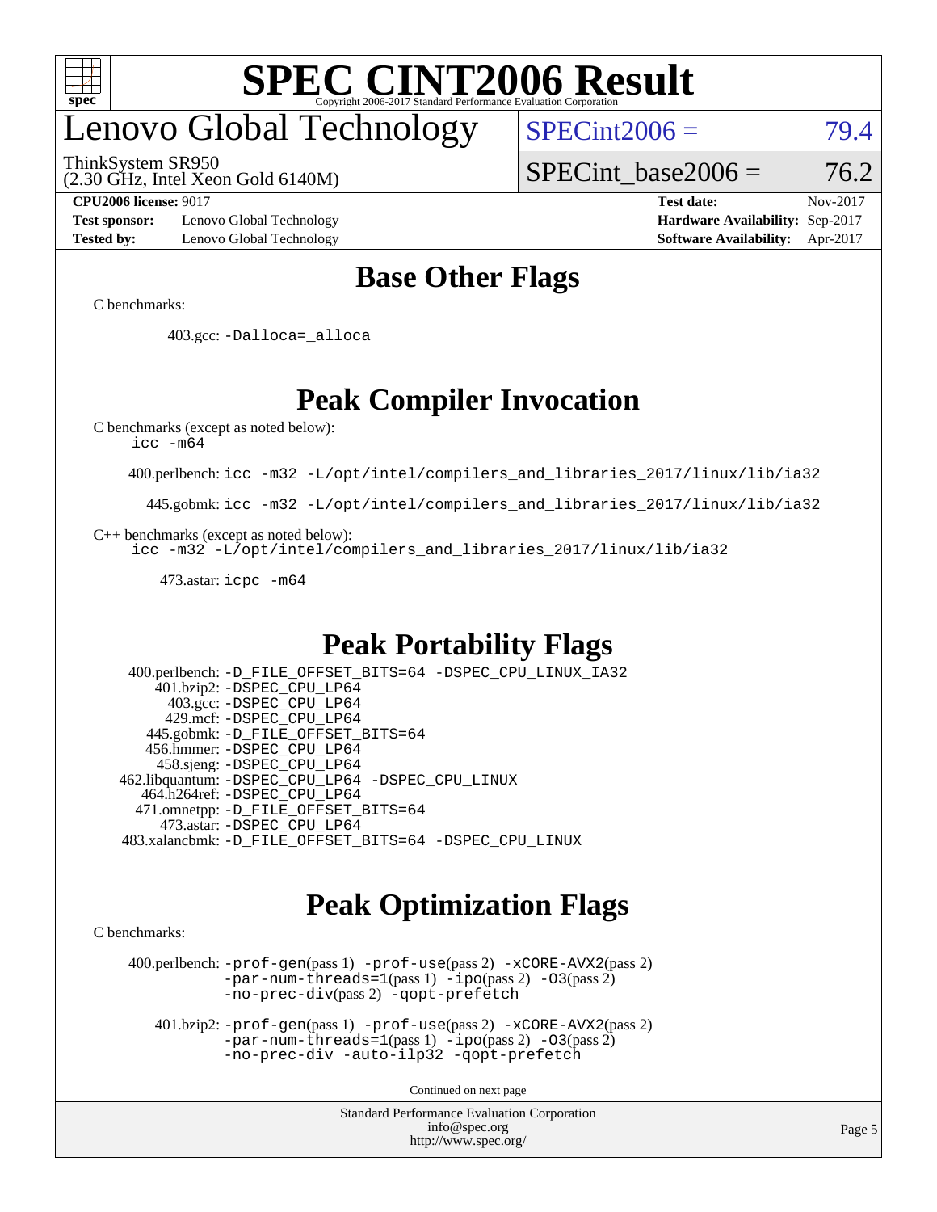# SPEC CINT2006 Result

Copyright 2006-2017 Standard Performance Evaluation Corporation

## Lenovo Global Technology

ThinkSystem SR950
(2.30 GHz, Intel Xeon Gold 6140M)

SPECint2006 = 79.4

SPECint_base2006 = 76.2

| | | | |
|---|---|---|---|
| **CPU2006 license:** 9017 | | **Test date:** | Nov-2017 |
| **Test sponsor:** | Lenovo Global Technology | **Hardware Availability:** | Sep-2017 |
| **Tested by:** | Lenovo Global Technology | **Software Availability:** | Apr-2017 |

## Base Other Flags

C benchmarks:

403.gcc: `-Dalloca=_alloca`

## Peak Compiler Invocation

C benchmarks (except as noted below):
`icc -m64`

400.perlbench: `icc -m32 -L/opt/intel/compilers_and_libraries_2017/linux/lib/ia32`

445.gobmk: `icc -m32 -L/opt/intel/compilers_and_libraries_2017/linux/lib/ia32`

C++ benchmarks (except as noted below):
`icc -m32 -L/opt/intel/compilers_and_libraries_2017/linux/lib/ia32`

473.astar: `icpc -m64`

## Peak Portability Flags

400.perlbench: `-D_FILE_OFFSET_BITS=64 -DSPEC_CPU_LINUX_IA32`
401.bzip2: `-DSPEC_CPU_LP64`
403.gcc: `-DSPEC_CPU_LP64`
429.mcf: `-DSPEC_CPU_LP64`
445.gobmk: `-D_FILE_OFFSET_BITS=64`
456.hmmer: `-DSPEC_CPU_LP64`
458.sjeng: `-DSPEC_CPU_LP64`
462.libquantum: `-DSPEC_CPU_LP64 -DSPEC_CPU_LINUX`
464.h264ref: `-DSPEC_CPU_LP64`
471.omnetpp: `-D_FILE_OFFSET_BITS=64`
473.astar: `-DSPEC_CPU_LP64`
483.xalancbmk: `-D_FILE_OFFSET_BITS=64 -DSPEC_CPU_LINUX`

## Peak Optimization Flags

C benchmarks:

400.perlbench: `-prof-gen`(pass 1) `-prof-use`(pass 2) `-xCORE-AVX2`(pass 2) `-par-num-threads=1`(pass 1) `-ipo`(pass 2) `-O3`(pass 2) `-no-prec-div`(pass 2) `-qopt-prefetch`

401.bzip2: `-prof-gen`(pass 1) `-prof-use`(pass 2) `-xCORE-AVX2`(pass 2) `-par-num-threads=1`(pass 1) `-ipo`(pass 2) `-O3`(pass 2) `-no-prec-div -auto-ilp32 -qopt-prefetch`

Continued on next page

Standard Performance Evaluation Corporation
info@spec.org
http://www.spec.org/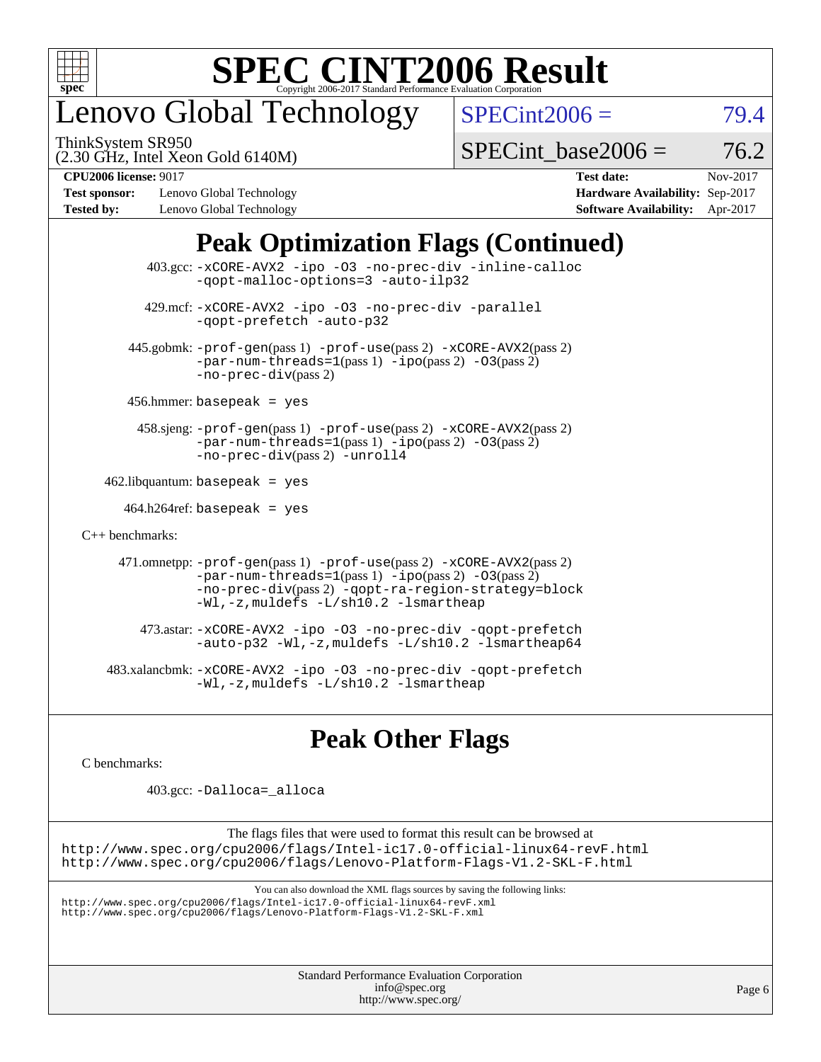# SPEC CINT2006 Result

Copyright 2006-2017 Standard Performance Evaluation Corporation

## Lenovo Global Technology

ThinkSystem SR950
(2.30 GHz, Intel Xeon Gold 6140M)

SPECint2006 = 79.4

SPECint_base2006 = 76.2

**CPU2006 license:** 9017
**Test sponsor:** Lenovo Global Technology
**Tested by:** Lenovo Global Technology

**Test date:** Nov-2017
**Hardware Availability:** Sep-2017
**Software Availability:** Apr-2017

## Peak Optimization Flags (Continued)

403.gcc: -xCORE-AVX2 -ipo -O3 -no-prec-div -inline-calloc -qopt-malloc-options=3 -auto-ilp32

429.mcf: -xCORE-AVX2 -ipo -O3 -no-prec-div -parallel -qopt-prefetch -auto-p32

445.gobmk: -prof-gen(pass 1) -prof-use(pass 2) -xCORE-AVX2(pass 2) -par-num-threads=1(pass 1) -ipo(pass 2) -O3(pass 2) -no-prec-div(pass 2)

456.hmmer: basepeak = yes

458.sjeng: -prof-gen(pass 1) -prof-use(pass 2) -xCORE-AVX2(pass 2) -par-num-threads=1(pass 1) -ipo(pass 2) -O3(pass 2) -no-prec-div(pass 2) -unroll4

462.libquantum: basepeak = yes

464.h264ref: basepeak = yes

C++ benchmarks:

471.omnetpp: -prof-gen(pass 1) -prof-use(pass 2) -xCORE-AVX2(pass 2) -par-num-threads=1(pass 1) -ipo(pass 2) -O3(pass 2) -no-prec-div(pass 2) -qopt-ra-region-strategy=block -Wl,-z,muldefs -L/sh10.2 -lsmartheap

473.astar: -xCORE-AVX2 -ipo -O3 -no-prec-div -qopt-prefetch -auto-p32 -Wl,-z,muldefs -L/sh10.2 -lsmartheap64

483.xalancbmk: -xCORE-AVX2 -ipo -O3 -no-prec-div -qopt-prefetch -Wl,-z,muldefs -L/sh10.2 -lsmartheap

## Peak Other Flags

C benchmarks:

403.gcc: -Dalloca=_alloca

The flags files that were used to format this result can be browsed at
http://www.spec.org/cpu2006/flags/Intel-ic17.0-official-linux64-revF.html
http://www.spec.org/cpu2006/flags/Lenovo-Platform-Flags-V1.2-SKL-F.html

You can also download the XML flags sources by saving the following links:
http://www.spec.org/cpu2006/flags/Intel-ic17.0-official-linux64-revF.xml
http://www.spec.org/cpu2006/flags/Lenovo-Platform-Flags-V1.2-SKL-F.xml

Standard Performance Evaluation Corporation
info@spec.org
http://www.spec.org/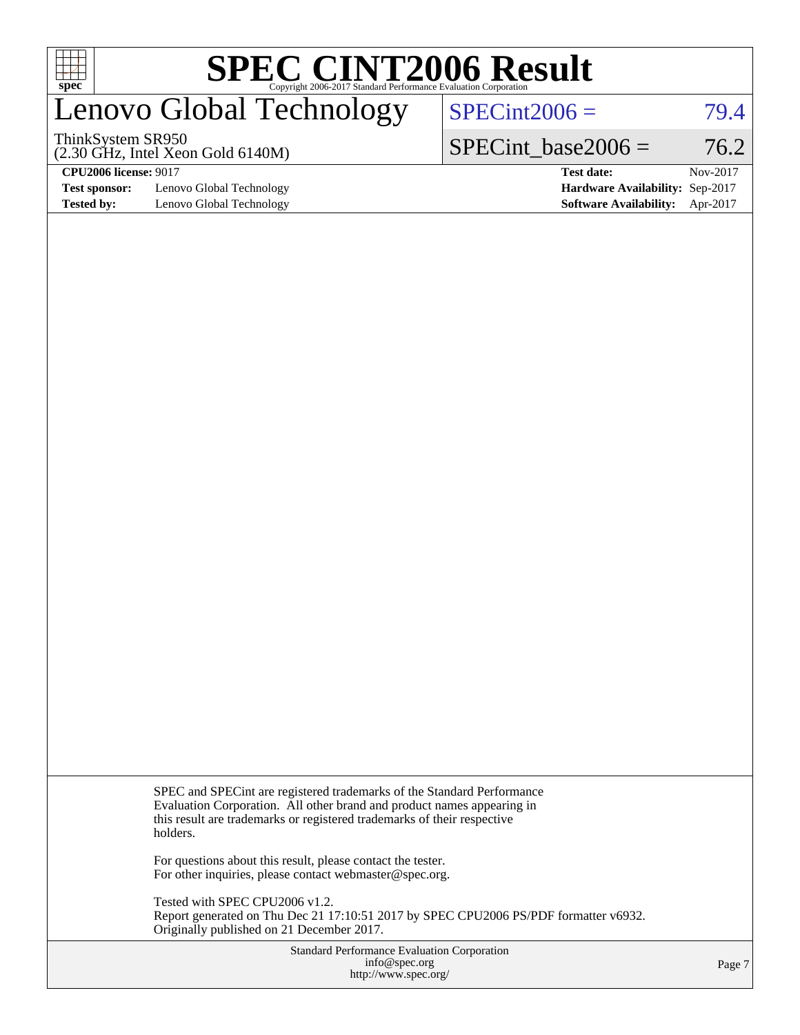# SPEC CINT2006 Result

Copyright 2006-2017 Standard Performance Evaluation Corporation

## Lenovo Global Technology

ThinkSystem SR950
(2.30 GHz, Intel Xeon Gold 6140M)

SPECint2006 = 79.4

SPECint_base2006 = 76.2

| | | | |
|---|---|---|---|
| **CPU2006 license:** 9017 | | **Test date:** | Nov-2017 |
| **Test sponsor:** | Lenovo Global Technology | **Hardware Availability:** | Sep-2017 |
| **Tested by:** | Lenovo Global Technology | **Software Availability:** | Apr-2017 |

SPEC and SPECint are registered trademarks of the Standard Performance Evaluation Corporation. All other brand and product names appearing in this result are trademarks or registered trademarks of their respective holders.

For questions about this result, please contact the tester.
For other inquiries, please contact webmaster@spec.org.

Tested with SPEC CPU2006 v1.2.
Report generated on Thu Dec 21 17:10:51 2017 by SPEC CPU2006 PS/PDF formatter v6932.
Originally published on 21 December 2017.

Standard Performance Evaluation Corporation
info@spec.org
http://www.spec.org/